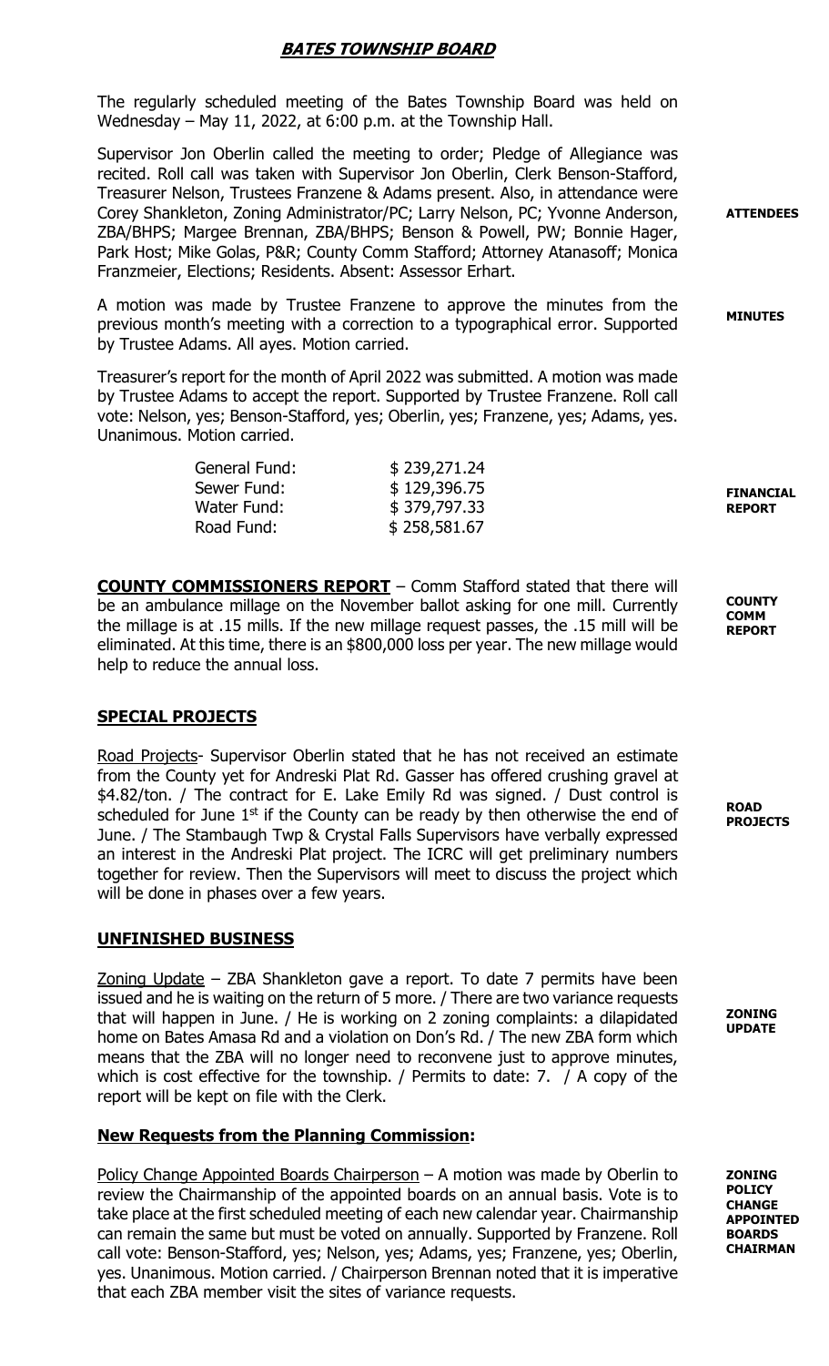# BATES TOWNSHIP BOARD

The regularly scheduled meeting of the Bates Township Board was held on Wednesday – May 11, 2022, at 6:00 p.m. at the Township Hall.

**ATTENDEES**

Supervisor Jon Oberlin called the meeting to order; Pledge of Allegiance was recited. Roll call was taken with Supervisor Jon Oberlin, Clerk Benson-Stafford, Treasurer Nelson, Trustees Franzene & Adams present. Also, in attendance were Corey Shankleton, Zoning Administrator/PC; Larry Nelson, PC; Yvonne Anderson, ZBA/BHPS; Margee Brennan, ZBA/BHPS; Benson & Powell, PW; Bonnie Hager, Park Host; Mike Golas, P&R; County Comm Stafford; Attorney Atanasoff; Monica Franzmeier, Elections; Residents. Absent: Assessor Erhart.

**MINUTES**

A motion was made by Trustee Franzene to approve the minutes from the previous month's meeting with a correction to a typographical error. Supported by Trustee Adams. All ayes. Motion carried.

**FINANCIAL REPORT**

Treasurer's report for the month of April 2022 was submitted. A motion was made by Trustee Adams to accept the report. Supported by Trustee Franzene. Roll call vote: Nelson, yes; Benson-Stafford, yes; Oberlin, yes; Franzene, yes; Adams, yes. Unanimous. Motion carried.

| | |
|---|---|
| General Fund: | $ 239,271.24 |
| Sewer Fund: | $ 129,396.75 |
| Water Fund: | $ 379,797.33 |
| Road Fund: | $ 258,581.67 |

**COUNTY COMM REPORT**

**COUNTY COMMISSIONERS REPORT** – Comm Stafford stated that there will be an ambulance millage on the November ballot asking for one mill. Currently the millage is at .15 mills. If the new millage request passes, the .15 mill will be eliminated. At this time, there is an $800,000 loss per year. The new millage would help to reduce the annual loss.

## SPECIAL PROJECTS

**ROAD PROJECTS**

Road Projects- Supervisor Oberlin stated that he has not received an estimate from the County yet for Andreski Plat Rd. Gasser has offered crushing gravel at $4.82/ton. / The contract for E. Lake Emily Rd was signed. / Dust control is scheduled for June 1st if the County can be ready by then otherwise the end of June. / The Stambaugh Twp & Crystal Falls Supervisors have verbally expressed an interest in the Andreski Plat project. The ICRC will get preliminary numbers together for review. Then the Supervisors will meet to discuss the project which will be done in phases over a few years.

## UNFINISHED BUSINESS

**ZONING UPDATE**

Zoning Update – ZBA Shankleton gave a report. To date 7 permits have been issued and he is waiting on the return of 5 more. / There are two variance requests that will happen in June. / He is working on 2 zoning complaints: a dilapidated home on Bates Amasa Rd and a violation on Don's Rd. / The new ZBA form which means that the ZBA will no longer need to reconvene just to approve minutes, which is cost effective for the township. / Permits to date: 7. / A copy of the report will be kept on file with the Clerk.

## New Requests from the Planning Commission:

**ZONING POLICY CHANGE APPOINTED BOARDS CHAIRMAN**

Policy Change Appointed Boards Chairperson – A motion was made by Oberlin to review the Chairmanship of the appointed boards on an annual basis. Vote is to take place at the first scheduled meeting of each new calendar year. Chairmanship can remain the same but must be voted on annually. Supported by Franzene. Roll call vote: Benson-Stafford, yes; Nelson, yes; Adams, yes; Franzene, yes; Oberlin, yes. Unanimous. Motion carried. / Chairperson Brennan noted that it is imperative that each ZBA member visit the sites of variance requests.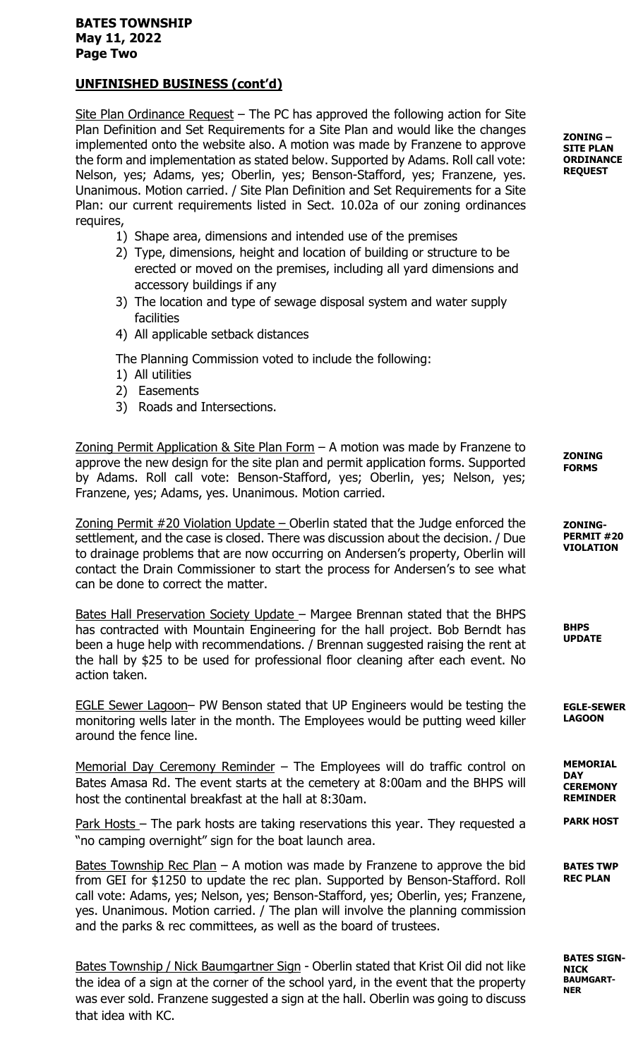## UNFINISHED BUSINESS (cont'd)

**ZONING – SITE PLAN ORDINANCE REQUEST**

Site Plan Ordinance Request – The PC has approved the following action for Site Plan Definition and Set Requirements for a Site Plan and would like the changes implemented onto the website also. A motion was made by Franzene to approve the form and implementation as stated below. Supported by Adams. Roll call vote: Nelson, yes; Adams, yes; Oberlin, yes; Benson-Stafford, yes; Franzene, yes. Unanimous. Motion carried. / Site Plan Definition and Set Requirements for a Site Plan: our current requirements listed in Sect. 10.02a of our zoning ordinances requires,

1) Shape area, dimensions and intended use of the premises
2) Type, dimensions, height and location of building or structure to be erected or moved on the premises, including all yard dimensions and accessory buildings if any
3) The location and type of sewage disposal system and water supply facilities
4) All applicable setback distances

The Planning Commission voted to include the following:

1) All utilities
2) Easements
3) Roads and Intersections.

**ZONING FORMS**

Zoning Permit Application & Site Plan Form – A motion was made by Franzene to approve the new design for the site plan and permit application forms. Supported by Adams. Roll call vote: Benson-Stafford, yes; Oberlin, yes; Nelson, yes; Franzene, yes; Adams, yes. Unanimous. Motion carried.

**ZONING-PERMIT #20 VIOLATION**

Zoning Permit #20 Violation Update – Oberlin stated that the Judge enforced the settlement, and the case is closed. There was discussion about the decision. / Due to drainage problems that are now occurring on Andersen's property, Oberlin will contact the Drain Commissioner to start the process for Andersen's to see what can be done to correct the matter.

**BHPS UPDATE**

Bates Hall Preservation Society Update – Margee Brennan stated that the BHPS has contracted with Mountain Engineering for the hall project. Bob Berndt has been a huge help with recommendations. / Brennan suggested raising the rent at the hall by $25 to be used for professional floor cleaning after each event. No action taken.

**EGLE-SEWER LAGOON**

EGLE Sewer Lagoon– PW Benson stated that UP Engineers would be testing the monitoring wells later in the month. The Employees would be putting weed killer around the fence line.

**MEMORIAL DAY CEREMONY REMINDER**

Memorial Day Ceremony Reminder – The Employees will do traffic control on Bates Amasa Rd. The event starts at the cemetery at 8:00am and the BHPS will host the continental breakfast at the hall at 8:30am.

**PARK HOST**

Park Hosts – The park hosts are taking reservations this year. They requested a "no camping overnight" sign for the boat launch area.

**BATES TWP REC PLAN**

Bates Township Rec Plan – A motion was made by Franzene to approve the bid from GEI for $1250 to update the rec plan. Supported by Benson-Stafford. Roll call vote: Adams, yes; Nelson, yes; Benson-Stafford, yes; Oberlin, yes; Franzene, yes. Unanimous. Motion carried. / The plan will involve the planning commission and the parks & rec committees, as well as the board of trustees.

**BATES SIGN-NICK BAUMGARTNER**

Bates Township / Nick Baumgartner Sign - Oberlin stated that Krist Oil did not like the idea of a sign at the corner of the school yard, in the event that the property was ever sold. Franzene suggested a sign at the hall. Oberlin was going to discuss that idea with KC.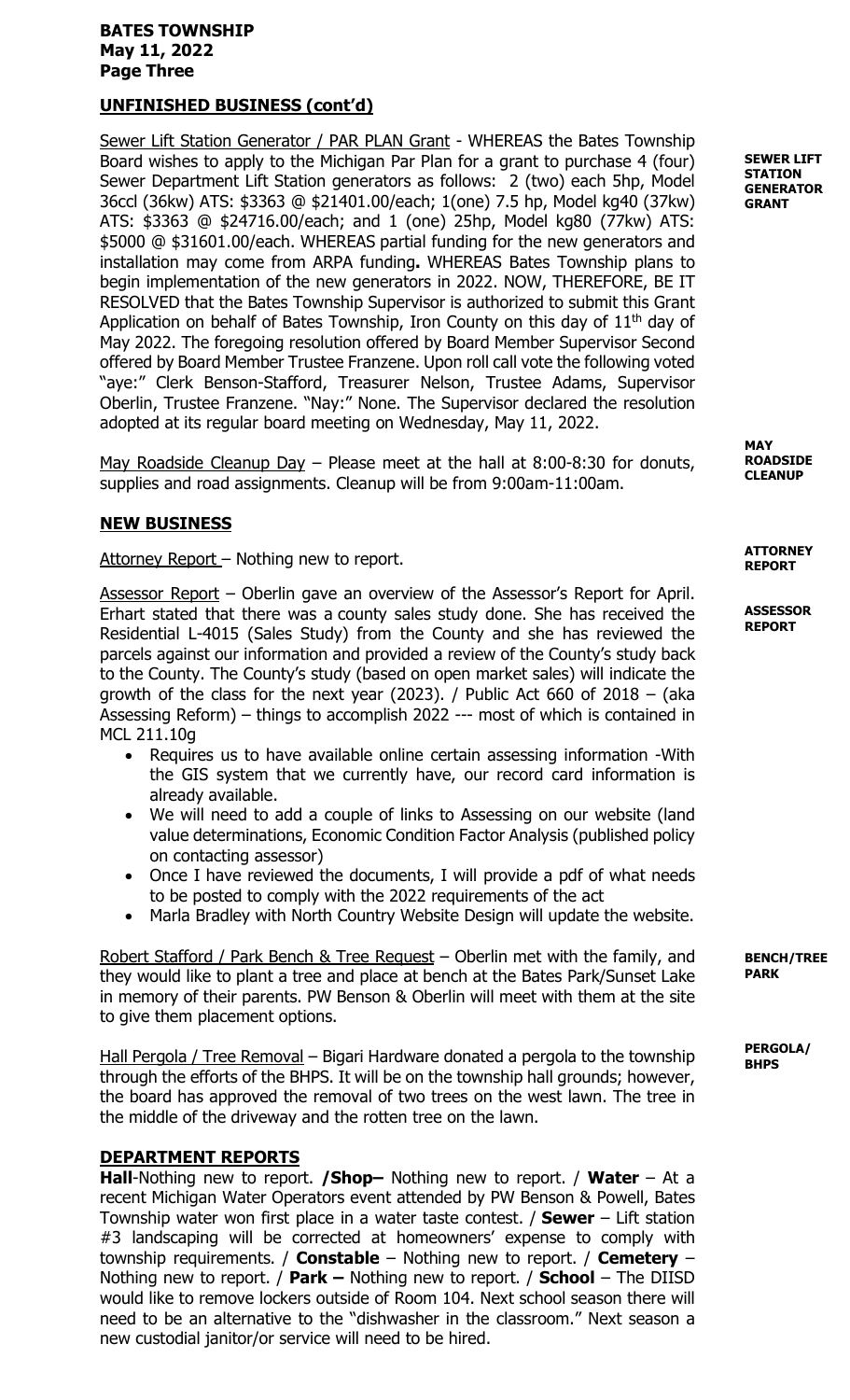## UNFINISHED BUSINESS (cont'd)

**SEWER LIFT STATION GENERATOR GRANT**

Sewer Lift Station Generator / PAR PLAN Grant - WHEREAS the Bates Township Board wishes to apply to the Michigan Par Plan for a grant to purchase 4 (four) Sewer Department Lift Station generators as follows: 2 (two) each 5hp, Model 36ccl (36kw) ATS: \$3363 @ \$21401.00/each; 1(one) 7.5 hp, Model kg40 (37kw) ATS: \$3363 @ \$24716.00/each; and 1 (one) 25hp, Model kg80 (77kw) ATS: \$5000 @ \$31601.00/each. WHEREAS partial funding for the new generators and installation may come from ARPA funding**.** WHEREAS Bates Township plans to begin implementation of the new generators in 2022. NOW, THEREFORE, BE IT RESOLVED that the Bates Township Supervisor is authorized to submit this Grant Application on behalf of Bates Township, Iron County on this day of 11th day of May 2022. The foregoing resolution offered by Board Member Supervisor Second offered by Board Member Trustee Franzene. Upon roll call vote the following voted "aye:" Clerk Benson-Stafford, Treasurer Nelson, Trustee Adams, Supervisor Oberlin, Trustee Franzene. "Nay:" None. The Supervisor declared the resolution adopted at its regular board meeting on Wednesday, May 11, 2022.

**MAY ROADSIDE CLEANUP**

May Roadside Cleanup Day – Please meet at the hall at 8:00-8:30 for donuts, supplies and road assignments. Cleanup will be from 9:00am-11:00am.

## NEW BUSINESS

**ATTORNEY REPORT**

Attorney Report – Nothing new to report.

**ASSESSOR REPORT**

Assessor Report – Oberlin gave an overview of the Assessor's Report for April. Erhart stated that there was a county sales study done. She has received the Residential L-4015 (Sales Study) from the County and she has reviewed the parcels against our information and provided a review of the County's study back to the County. The County's study (based on open market sales) will indicate the growth of the class for the next year (2023). / Public Act 660 of 2018 – (aka Assessing Reform) – things to accomplish 2022 --- most of which is contained in MCL 211.10g

- Requires us to have available online certain assessing information -With the GIS system that we currently have, our record card information is already available.
- We will need to add a couple of links to Assessing on our website (land value determinations, Economic Condition Factor Analysis (published policy on contacting assessor)
- Once I have reviewed the documents, I will provide a pdf of what needs to be posted to comply with the 2022 requirements of the act
- Marla Bradley with North Country Website Design will update the website.

**BENCH/TREE PARK**

Robert Stafford / Park Bench & Tree Request – Oberlin met with the family, and they would like to plant a tree and place at bench at the Bates Park/Sunset Lake in memory of their parents. PW Benson & Oberlin will meet with them at the site to give them placement options.

**PERGOLA/ BHPS**

Hall Pergola / Tree Removal – Bigari Hardware donated a pergola to the township through the efforts of the BHPS. It will be on the township hall grounds; however, the board has approved the removal of two trees on the west lawn. The tree in the middle of the driveway and the rotten tree on the lawn.

## DEPARTMENT REPORTS

**Hall**-Nothing new to report. **/Shop–** Nothing new to report. / **Water** – At a recent Michigan Water Operators event attended by PW Benson & Powell, Bates Township water won first place in a water taste contest. / **Sewer** – Lift station #3 landscaping will be corrected at homeowners' expense to comply with township requirements. / **Constable** – Nothing new to report. / **Cemetery** – Nothing new to report. / **Park –** Nothing new to report. / **School** – The DIISD would like to remove lockers outside of Room 104. Next school season there will need to be an alternative to the "dishwasher in the classroom." Next season a new custodial janitor/or service will need to be hired.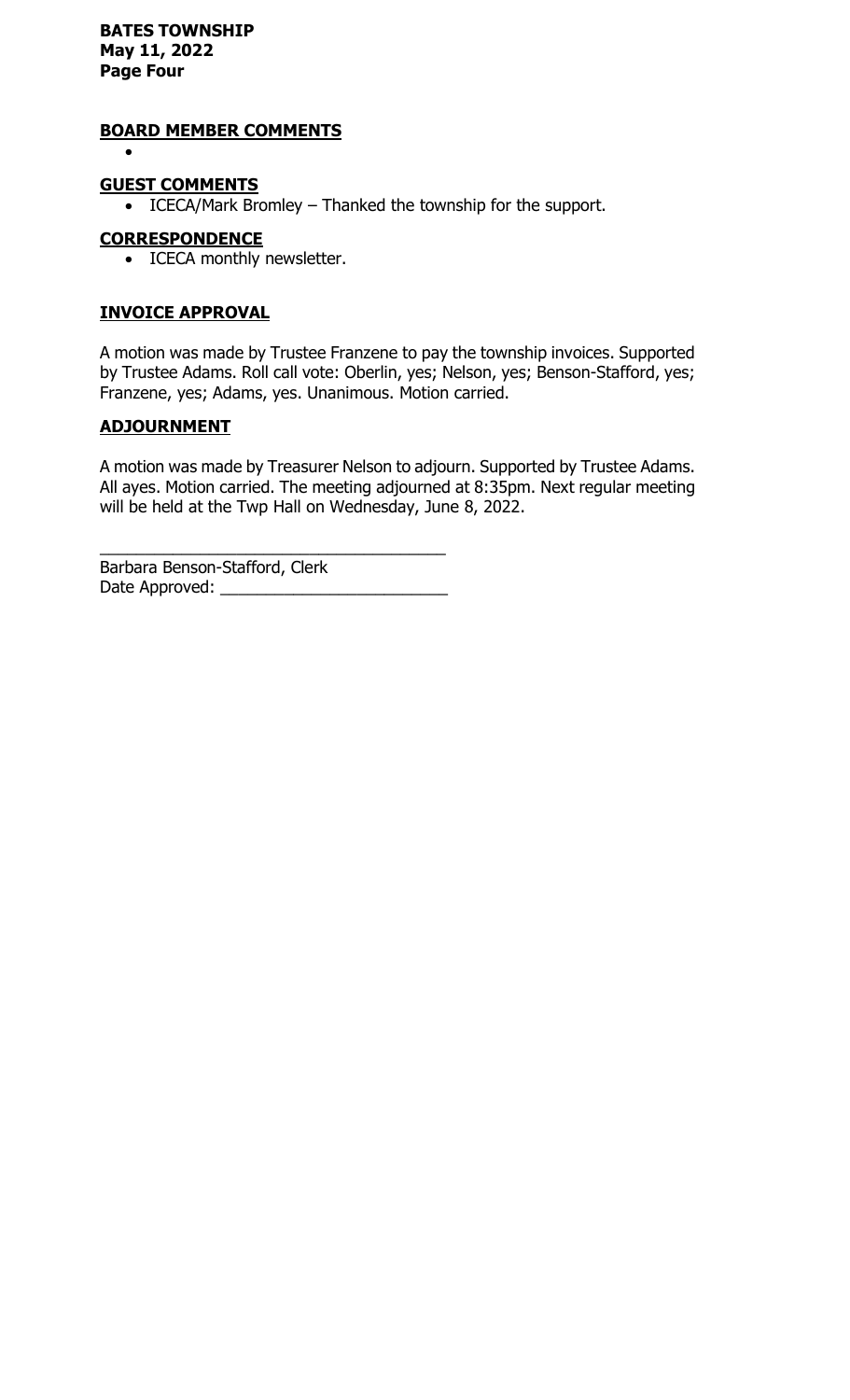## BOARD MEMBER COMMENTS

- 

## GUEST COMMENTS

- ICECA/Mark Bromley – Thanked the township for the support.

## CORRESPONDENCE

- ICECA monthly newsletter.

## INVOICE APPROVAL

A motion was made by Trustee Franzene to pay the township invoices. Supported by Trustee Adams. Roll call vote: Oberlin, yes; Nelson, yes; Benson-Stafford, yes; Franzene, yes; Adams, yes. Unanimous. Motion carried.

## ADJOURNMENT

A motion was made by Treasurer Nelson to adjourn. Supported by Trustee Adams. All ayes. Motion carried. The meeting adjourned at 8:35pm. Next regular meeting will be held at the Twp Hall on Wednesday, June 8, 2022.

\_\_\_\_\_\_\_\_\_\_\_\_\_\_\_\_\_\_\_\_\_\_\_\_\_\_\_\_\_\_\_\_\_\_\_\_\_\_

Barbara Benson-Stafford, Clerk

Date Approved: \_\_\_\_\_\_\_\_\_\_\_\_\_\_\_\_\_\_\_\_\_\_\_\_\_